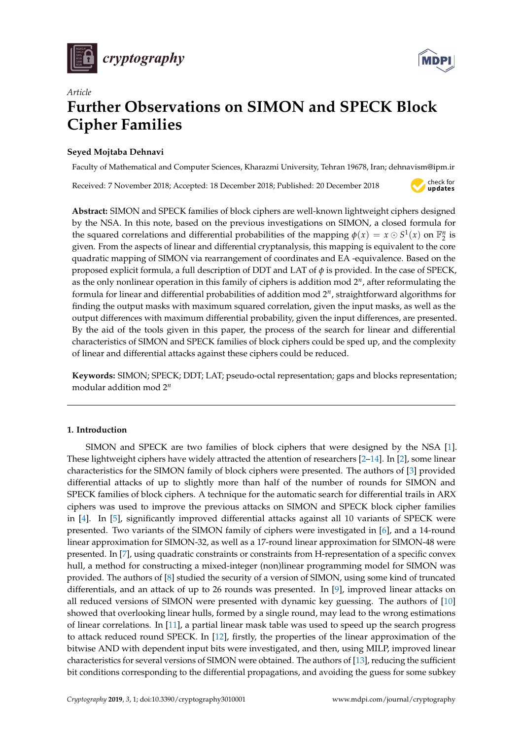*Article*

# Further Observations on SIMON and SPECK Block Cipher Families

**Seyed Mojtaba Dehnavi**

Faculty of Mathematical and Computer Sciences, Kharazmi University, Tehran 19678, Iran; dehnavism@ipm.ir

Received: 7 November 2018; Accepted: 18 December 2018; Published: 20 December 2018

**Abstract:** SIMON and SPECK families of block ciphers are well-known lightweight ciphers designed by the NSA. In this note, based on the previous investigations on SIMON, a closed formula for the squared correlations and differential probabilities of the mapping $\phi(x) = x \odot S^1(x)$ on $\mathbb{F}_2^n$ is given. From the aspects of linear and differential cryptanalysis, this mapping is equivalent to the core quadratic mapping of SIMON via rearrangement of coordinates and EA -equivalence. Based on the proposed explicit formula, a full description of DDT and LAT of $\phi$ is provided. In the case of SPECK, as the only nonlinear operation in this family of ciphers is addition mod $2^n$, after reformulating the formula for linear and differential probabilities of addition mod $2^n$, straightforward algorithms for finding the output masks with maximum squared correlation, given the input masks, as well as the output differences with maximum differential probability, given the input differences, are presented. By the aid of the tools given in this paper, the process of the search for linear and differential characteristics of SIMON and SPECK families of block ciphers could be sped up, and the complexity of linear and differential attacks against these ciphers could be reduced.

**Keywords:** SIMON; SPECK; DDT; LAT; pseudo-octal representation; gaps and blocks representation; modular addition mod $2^n$

## 1. Introduction

SIMON and SPECK are two families of block ciphers that were designed by the NSA [1]. These lightweight ciphers have widely attracted the attention of researchers [2–14]. In [2], some linear characteristics for the SIMON family of block ciphers were presented. The authors of [3] provided differential attacks of up to slightly more than half of the number of rounds for SIMON and SPECK families of block ciphers. A technique for the automatic search for differential trails in ARX ciphers was used to improve the previous attacks on SIMON and SPECK block cipher families in [4]. In [5], significantly improved differential attacks against all 10 variants of SPECK were presented. Two variants of the SIMON family of ciphers were investigated in [6], and a 14-round linear approximation for SIMON-32, as well as a 17-round linear approximation for SIMON-48 were presented. In [7], using quadratic constraints or constraints from H-representation of a specific convex hull, a method for constructing a mixed-integer (non)linear programming model for SIMON was provided. The authors of [8] studied the security of a version of SIMON, using some kind of truncated differentials, and an attack of up to 26 rounds was presented. In [9], improved linear attacks on all reduced versions of SIMON were presented with dynamic key guessing. The authors of [10] showed that overlooking linear hulls, formed by a single round, may lead to the wrong estimations of linear correlations. In [11], a partial linear mask table was used to speed up the search progress to attack reduced round SPECK. In [12], firstly, the properties of the linear approximation of the bitwise AND with dependent input bits were investigated, and then, using MILP, improved linear characteristics for several versions of SIMON were obtained. The authors of [13], reducing the sufficient bit conditions corresponding to the differential propagations, and avoiding the guess for some subkey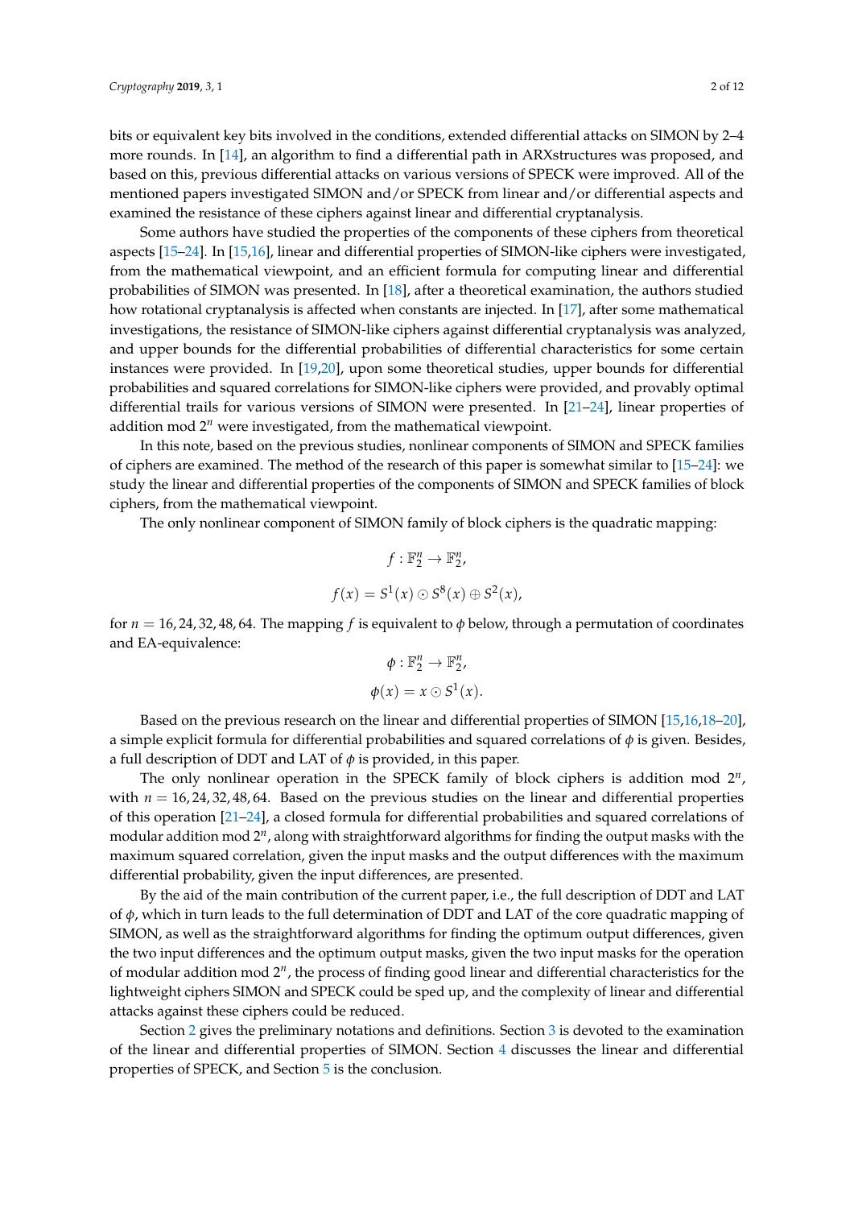bits or equivalent key bits involved in the conditions, extended differential attacks on SIMON by 2–4 more rounds. In [14], an algorithm to find a differential path in ARXstructures was proposed, and based on this, previous differential attacks on various versions of SPECK were improved. All of the mentioned papers investigated SIMON and/or SPECK from linear and/or differential aspects and examined the resistance of these ciphers against linear and differential cryptanalysis.

Some authors have studied the properties of the components of these ciphers from theoretical aspects [15–24]. In [15,16], linear and differential properties of SIMON-like ciphers were investigated, from the mathematical viewpoint, and an efficient formula for computing linear and differential probabilities of SIMON was presented. In [18], after a theoretical examination, the authors studied how rotational cryptanalysis is affected when constants are injected. In [17], after some mathematical investigations, the resistance of SIMON-like ciphers against differential cryptanalysis was analyzed, and upper bounds for the differential probabilities of differential characteristics for some certain instances were provided. In [19,20], upon some theoretical studies, upper bounds for differential probabilities and squared correlations for SIMON-like ciphers were provided, and provably optimal differential trails for various versions of SIMON were presented. In [21–24], linear properties of addition mod $2^n$ were investigated, from the mathematical viewpoint.

In this note, based on the previous studies, nonlinear components of SIMON and SPECK families of ciphers are examined. The method of the research of this paper is somewhat similar to [15–24]: we study the linear and differential properties of the components of SIMON and SPECK families of block ciphers, from the mathematical viewpoint.

The only nonlinear component of SIMON family of block ciphers is the quadratic mapping:

$$f : \mathbb{F}_2^n \to \mathbb{F}_2^n,$$

$$f(x) = S^1(x) \odot S^8(x) \oplus S^2(x),$$

for $n = 16, 24, 32, 48, 64$. The mapping $f$ is equivalent to $\phi$ below, through a permutation of coordinates and EA-equivalence:

$$\phi : \mathbb{F}_2^n \to \mathbb{F}_2^n,$$

$$\phi(x) = x \odot S^1(x).$$

Based on the previous research on the linear and differential properties of SIMON [15,16,18–20], a simple explicit formula for differential probabilities and squared correlations of $\phi$ is given. Besides, a full description of DDT and LAT of $\phi$ is provided, in this paper.

The only nonlinear operation in the SPECK family of block ciphers is addition mod $2^n$, with $n = 16, 24, 32, 48, 64$. Based on the previous studies on the linear and differential properties of this operation [21–24], a closed formula for differential probabilities and squared correlations of modular addition mod $2^n$, along with straightforward algorithms for finding the output masks with the maximum squared correlation, given the input masks and the output differences with the maximum differential probability, given the input differences, are presented.

By the aid of the main contribution of the current paper, i.e., the full description of DDT and LAT of $\phi$, which in turn leads to the full determination of DDT and LAT of the core quadratic mapping of SIMON, as well as the straightforward algorithms for finding the optimum output differences, given the two input differences and the optimum output masks, given the two input masks for the operation of modular addition mod $2^n$, the process of finding good linear and differential characteristics for the lightweight ciphers SIMON and SPECK could be sped up, and the complexity of linear and differential attacks against these ciphers could be reduced.

Section 2 gives the preliminary notations and definitions. Section 3 is devoted to the examination of the linear and differential properties of SIMON. Section 4 discusses the linear and differential properties of SPECK, and Section 5 is the conclusion.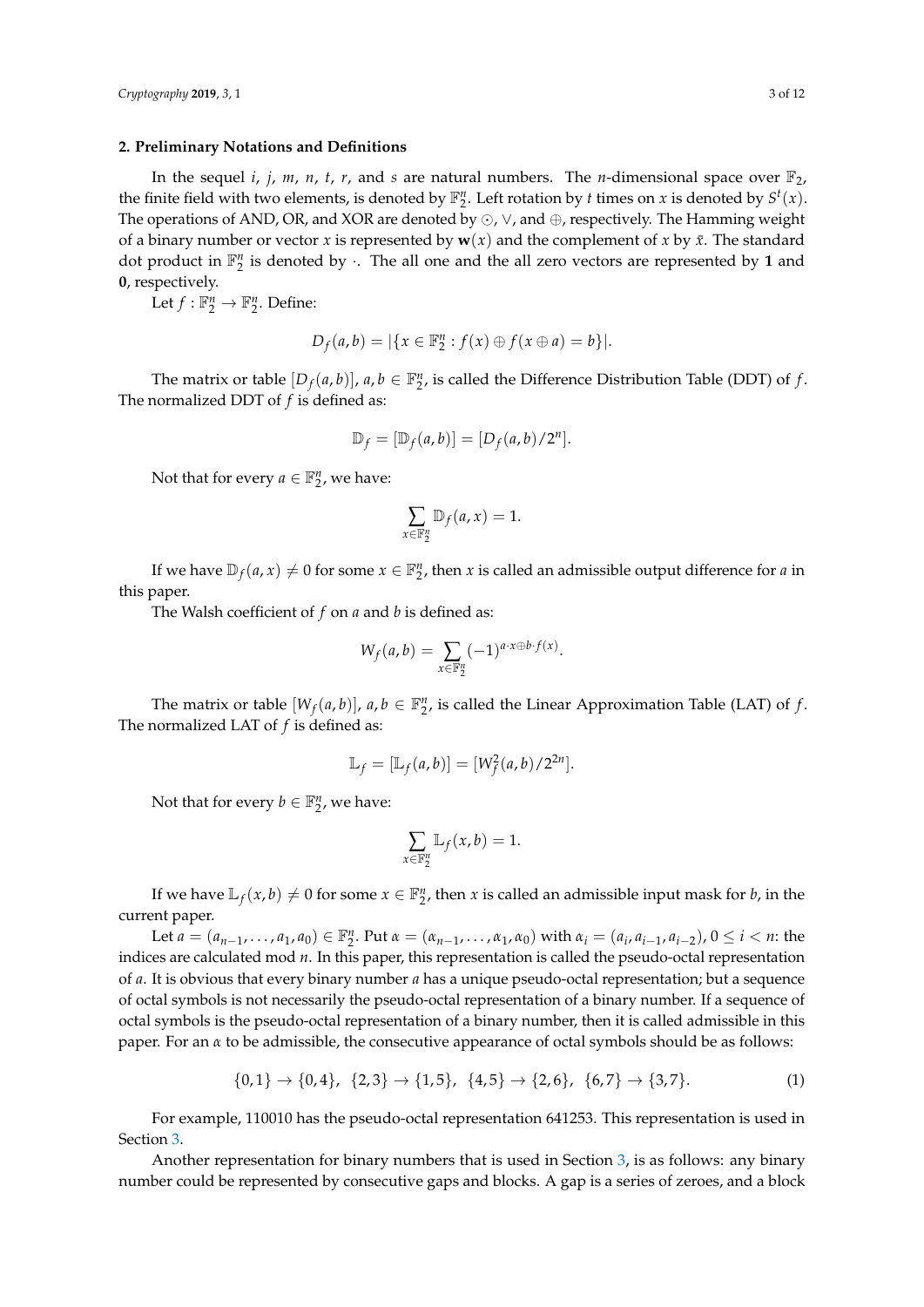## 2. Preliminary Notations and Definitions

In the sequel $i$, $j$, $m$, $n$, $t$, $r$, and $s$ are natural numbers. The $n$-dimensional space over $\mathbb{F}_2$, the finite field with two elements, is denoted by $\mathbb{F}_2^n$. Left rotation by $t$ times on $x$ is denoted by $S^t(x)$. The operations of AND, OR, and XOR are denoted by $\odot$, $\vee$, and $\oplus$, respectively. The Hamming weight of a binary number or vector $x$ is represented by $\mathbf{w}(x)$ and the complement of $x$ by $\bar{x}$. The standard dot product in $\mathbb{F}_2^n$ is denoted by $\cdot$. The all one and the all zero vectors are represented by $\mathbf{1}$ and $\mathbf{0}$, respectively.

Let $f : \mathbb{F}_2^n \to \mathbb{F}_2^n$. Define:

$$D_f(a, b) = |\{x \in \mathbb{F}_2^n : f(x) \oplus f(x \oplus a) = b\}|.$$

The matrix or table $[D_f(a, b)]$, $a, b \in \mathbb{F}_2^n$, is called the Difference Distribution Table (DDT) of $f$. The normalized DDT of $f$ is defined as:

$$\mathbb{D}_f = [\mathbb{D}_f(a, b)] = [D_f(a, b)/2^n].$$

Not that for every $a \in \mathbb{F}_2^n$, we have:

$$\sum_{x \in \mathbb{F}_2^n} \mathbb{D}_f(a, x) = 1.$$

If we have $\mathbb{D}_f(a, x) \neq 0$ for some $x \in \mathbb{F}_2^n$, then $x$ is called an admissible output difference for $a$ in this paper.

The Walsh coefficient of $f$ on $a$ and $b$ is defined as:

$$W_f(a, b) = \sum_{x \in \mathbb{F}_2^n} (-1)^{a \cdot x \oplus b \cdot f(x)}.$$

The matrix or table $[W_f(a, b)]$, $a, b \in \mathbb{F}_2^n$, is called the Linear Approximation Table (LAT) of $f$. The normalized LAT of $f$ is defined as:

$$\mathbb{L}_f = [\mathbb{L}_f(a, b)] = [W_f^2(a, b)/2^{2n}].$$

Not that for every $b \in \mathbb{F}_2^n$, we have:

$$\sum_{x \in \mathbb{F}_2^n} \mathbb{L}_f(x, b) = 1.$$

If we have $\mathbb{L}_f(x, b) \neq 0$ for some $x \in \mathbb{F}_2^n$, then $x$ is called an admissible input mask for $b$, in the current paper.

Let $a = (a_{n-1}, \ldots, a_1, a_0) \in \mathbb{F}_2^n$. Put $\alpha = (\alpha_{n-1}, \ldots, \alpha_1, \alpha_0)$ with $\alpha_i = (a_i, a_{i-1}, a_{i-2})$, $0 \leq i < n$: the indices are calculated mod $n$. In this paper, this representation is called the pseudo-octal representation of $a$. It is obvious that every binary number $a$ has a unique pseudo-octal representation; but a sequence of octal symbols is not necessarily the pseudo-octal representation of a binary number. If a sequence of octal symbols is the pseudo-octal representation of a binary number, then it is called admissible in this paper. For an $\alpha$ to be admissible, the consecutive appearance of octal symbols should be as follows:

$$\{0, 1\} \to \{0, 4\}, \;\; \{2, 3\} \to \{1, 5\}, \;\; \{4, 5\} \to \{2, 6\}, \;\; \{6, 7\} \to \{3, 7\}. \tag{1}$$

For example, 110010 has the pseudo-octal representation 641253. This representation is used in Section 3.

Another representation for binary numbers that is used in Section 3, is as follows: any binary number could be represented by consecutive gaps and blocks. A gap is a series of zeroes, and a block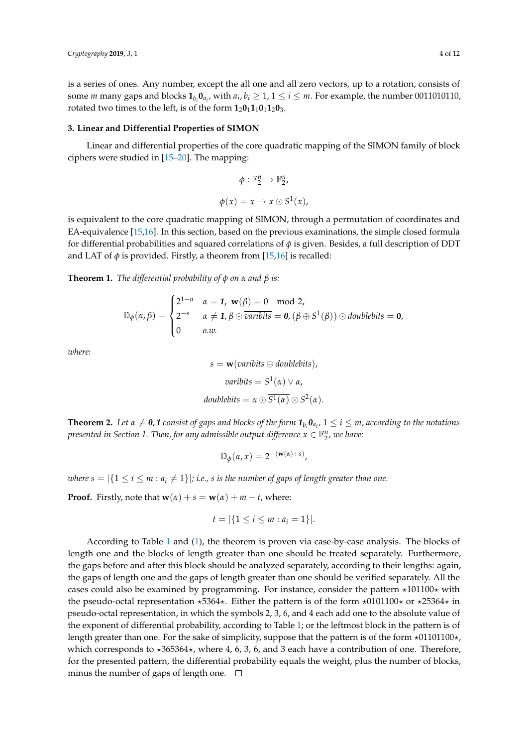is a series of ones. Any number, except the all one and all zero vectors, up to a rotation, consists of some $m$ many gaps and blocks $\mathbf{1}_{b_i}\mathbf{0}_{a_i}$, with $a_i, b_i \geq 1$, $1 \leq i \leq m$. For example, the number 0011010110, rotated two times to the left, is of the form $\mathbf{1}_2\mathbf{0}_1\mathbf{1}_1\mathbf{0}_1\mathbf{1}_2\mathbf{0}_3$.

## 3. Linear and Differential Properties of SIMON

Linear and differential properties of the core quadratic mapping of the SIMON family of block ciphers were studied in [15–20]. The mapping:

$$\phi : \mathbb{F}_2^n \rightarrow \mathbb{F}_2^n,$$

$$\phi(x) = x \rightarrow x \odot S^1(x),$$

is equivalent to the core quadratic mapping of SIMON, through a permutation of coordinates and EA-equivalence [15,16]. In this section, based on the previous examinations, the simple closed formula for differential probabilities and squared correlations of $\phi$ is given. Besides, a full description of DDT and LAT of $\phi$ is provided. Firstly, a theorem from [15,16] is recalled:

**Theorem 1.** *The differential probability of $\phi$ on $\alpha$ and $\beta$ is:*

$$\mathbb{D}_\phi(\alpha, \beta) = \begin{cases} 2^{1-n} & \alpha = \mathbf{1},\ \mathbf{w}(\beta) = 0 \mod 2, \\ 2^{-s} & \alpha \neq \mathbf{1}, \beta \odot \overline{varibits} = \mathbf{0}, (\beta \oplus S^1(\beta)) \odot doublebits = \mathbf{0}, \\ 0 & o.w. \end{cases}$$

*where:*

$$s = \mathbf{w}(varibits \oplus doublebits),$$

$$varibits = S^1(\alpha) \vee \alpha,$$

$$doublebits = \alpha \odot \overline{S^1(\alpha)} \odot S^2(\alpha).$$

**Theorem 2.** *Let $\alpha \neq \mathbf{0}, \mathbf{1}$ consist of gaps and blocks of the form $\mathbf{1}_{b_i}\mathbf{0}_{a_i}$, $1 \leq i \leq m$, according to the notations presented in Section 1. Then, for any admissible output difference $x \in \mathbb{F}_2^n$, we have:*

$$\mathbb{D}_\phi(\alpha, x) = 2^{-(\mathbf{w}(\alpha)+s)},$$

*where $s = |\{1 \leq i \leq m : a_i \neq 1\}|$; i.e., $s$ is the number of gaps of length greater than one.*

**Proof.** Firstly, note that $\mathbf{w}(\alpha) + s = \mathbf{w}(\alpha) + m - t$, where:

$$t = |\{1 \leq i \leq m : a_i = 1\}|.$$

According to Table 1 and (1), the theorem is proven via case-by-case analysis. The blocks of length one and the blocks of length greater than one should be treated separately. Furthermore, the gaps before and after this block should be analyzed separately, according to their lengths: again, the gaps of length one and the gaps of length greater than one should be verified separately. All the cases could also be examined by programming. For instance, consider the pattern $\star 101100 \star$ with the pseudo-octal representation $\star 5364 \star$. Either the pattern is of the form $\star 0101100 \star$ or $\star 25364 \star$ in pseudo-octal representation, in which the symbols 2, 3, 6, and 4 each add one to the absolute value of the exponent of differential probability, according to Table 1; or the leftmost block in the pattern is of length greater than one. For the sake of simplicity, suppose that the pattern is of the form $\star 01101100 \star$, which corresponds to $\star 365364 \star$, where 4, 6, 3, 6, and 3 each have a contribution of one. Therefore, for the presented pattern, the differential probability equals the weight, plus the number of blocks, minus the number of gaps of length one. □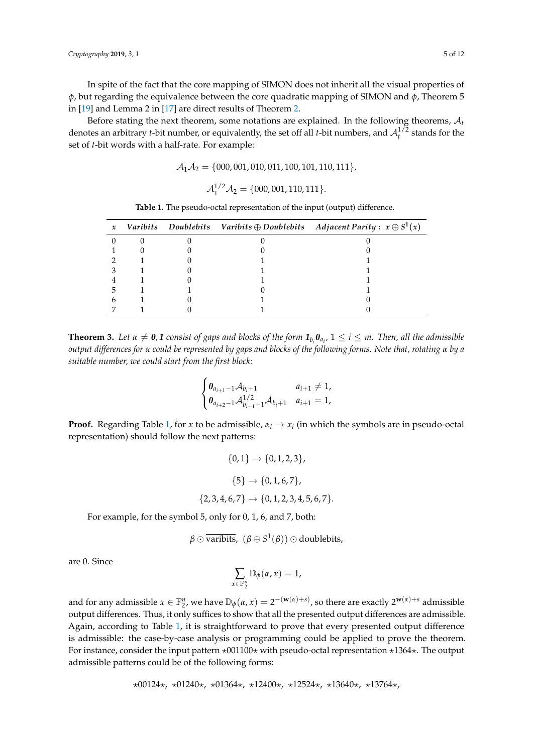In spite of the fact that the core mapping of SIMON does not inherit all the visual properties of $\phi$, but regarding the equivalence between the core quadratic mapping of SIMON and $\phi$, Theorem 5 in [19] and Lemma 2 in [17] are direct results of Theorem 2.

Before stating the next theorem, some notations are explained. In the following theorems, $\mathcal{A}_t$ denotes an arbitrary $t$-bit number, or equivalently, the set off all $t$-bit numbers, and $\mathcal{A}_t^{1/2}$ stands for the set of $t$-bit words with a half-rate. For example:

$$\mathcal{A}_1\mathcal{A}_2 = \{000, 001, 010, 011, 100, 101, 110, 111\},$$

$$\mathcal{A}_1^{1/2}\mathcal{A}_2 = \{000, 001, 110, 111\}.$$

**Table 1.** The pseudo-octal representation of the input (output) difference.

| $x$ | *Varibits* | *Doublebits* | *Varibits* $\oplus$ *Doublebits* | *Adjacent Parity* : $x \oplus S^1(x)$ |
|---|---|---|---|---|
| 0 | 0 | 0 | 0 | 0 |
| 1 | 0 | 0 | 0 | 0 |
| 2 | 1 | 0 | 1 | 1 |
| 3 | 1 | 0 | 1 | 1 |
| 4 | 1 | 0 | 1 | 1 |
| 5 | 1 | 1 | 0 | 1 |
| 6 | 1 | 0 | 1 | 0 |
| 7 | 1 | 0 | 1 | 0 |

**Theorem 3.** *Let $\alpha \neq \mathbf{0}, \mathbf{1}$ consist of gaps and blocks of the form $\mathbf{1}_{b_i}\mathbf{0}_{a_i}$, $1 \leq i \leq m$. Then, all the admissible output differences for $\alpha$ could be represented by gaps and blocks of the following forms. Note that, rotating $\alpha$ by a suitable number, we could start from the first block:*

$$\begin{cases} \mathbf{0}_{a_{i+1}-1}\mathcal{A}_{b_i+1} & a_{i+1} \neq 1, \\ \mathbf{0}_{a_{i+2}-1}\mathcal{A}^{1/2}_{b_{i+1}+1}\mathcal{A}_{b_i+1} & a_{i+1} = 1, \end{cases}$$

**Proof.** Regarding Table 1, for $x$ to be admissible, $\alpha_i \to x_i$ (in which the symbols are in pseudo-octal representation) should follow the next patterns:

$$\{0, 1\} \to \{0, 1, 2, 3\},$$

$$\{5\} \to \{0, 1, 6, 7\},$$

$$\{2, 3, 4, 6, 7\} \to \{0, 1, 2, 3, 4, 5, 6, 7\}.$$

For example, for the symbol 5, only for 0, 1, 6, and 7, both:

$$\beta \odot \overline{\text{varibits}},\ (\beta \oplus S^1(\beta)) \odot \text{doublebits},$$

are 0. Since

$$\sum_{x \in \mathbb{F}_2^n} \mathbb{D}_\phi(\alpha, x) = 1,$$

and for any admissible $x \in \mathbb{F}_2^n$, we have $\mathbb{D}_\phi(\alpha, x) = 2^{-(\mathbf{w}(\alpha)+s)}$, so there are exactly $2^{\mathbf{w}(\alpha)+s}$ admissible output differences. Thus, it only suffices to show that all the presented output differences are admissible. Again, according to Table 1, it is straightforward to prove that every presented output difference is admissible: the case-by-case analysis or programming could be applied to prove the theorem. For instance, consider the input pattern $\star001100\star$ with pseudo-octal representation $\star1364\star$. The output admissible patterns could be of the following forms:

$$\star00124\star,\ \star01240\star,\ \star01364\star,\ \star12400\star,\ \star12524\star,\ \star13640\star,\ \star13764\star,$$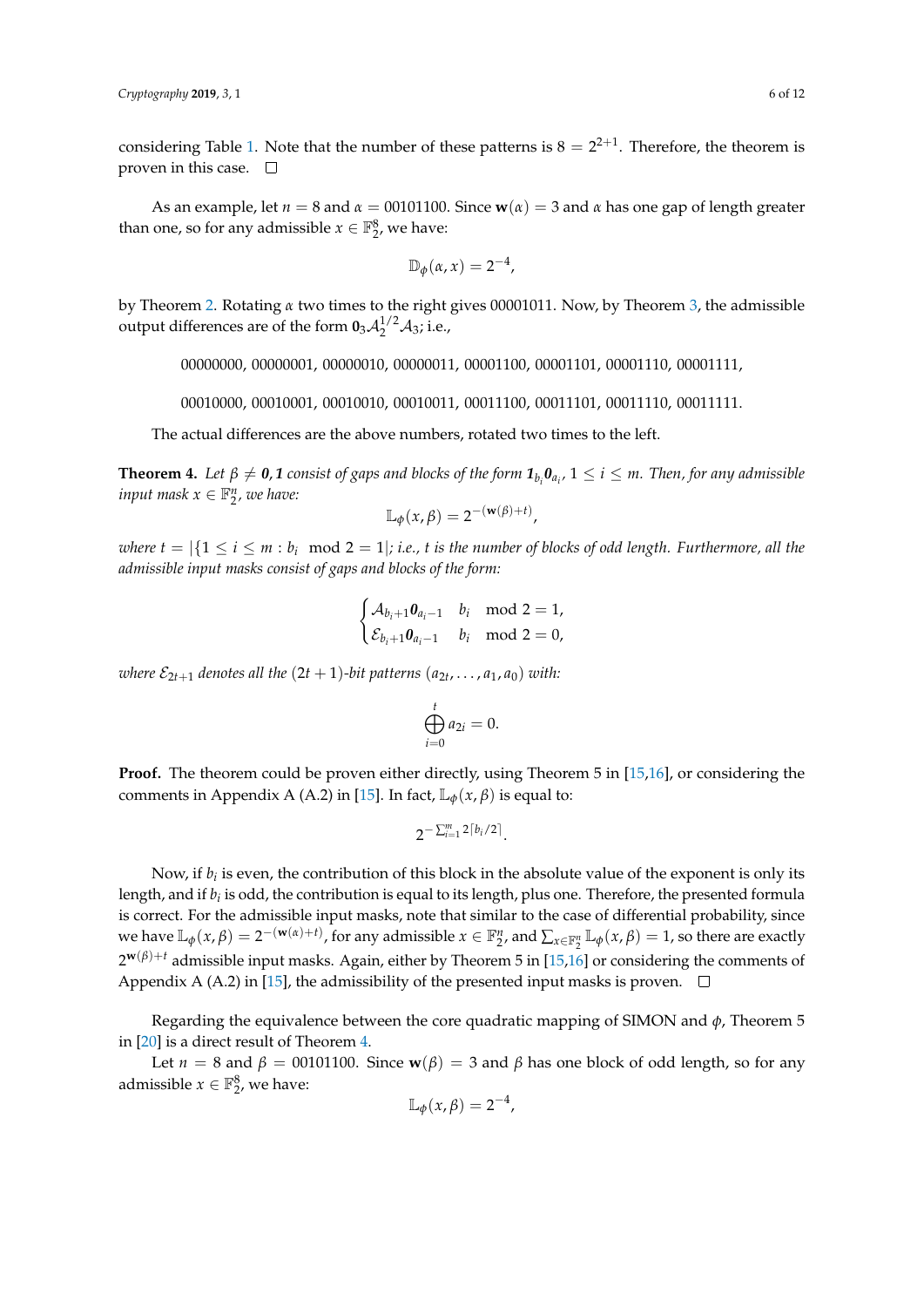considering Table 1. Note that the number of these patterns is $8 = 2^{2+1}$. Therefore, the theorem is proven in this case. $\square$

As an example, let $n = 8$ and $\alpha = 00101100$. Since $\mathbf{w}(\alpha) = 3$ and $\alpha$ has one gap of length greater than one, so for any admissible $x \in \mathbb{F}_2^8$, we have:

$$\mathbb{D}_\phi(\alpha, x) = 2^{-4},$$

by Theorem 2. Rotating $\alpha$ two times to the right gives 00001011. Now, by Theorem 3, the admissible output differences are of the form $\mathbf{0}_3\mathcal{A}_2^{1/2}\mathcal{A}_3$; i.e.,

00000000, 00000001, 00000010, 00000011, 00001100, 00001101, 00001110, 00001111,

00010000, 00010001, 00010010, 00010011, 00011100, 00011101, 00011110, 00011111.

The actual differences are the above numbers, rotated two times to the left.

**Theorem 4.** *Let $\beta \neq \mathbf{0}, \mathbf{1}$ consist of gaps and blocks of the form $\mathbf{1}_{b_i}\mathbf{0}_{a_i}$, $1 \leq i \leq m$. Then, for any admissible input mask $x \in \mathbb{F}_2^n$, we have:*

$$\mathbb{L}_\phi(x, \beta) = 2^{-(\mathbf{w}(\beta)+t)},$$

*where $t = |\{1 \leq i \leq m : b_i \mod 2 = 1|$; i.e., $t$ is the number of blocks of odd length. Furthermore, all the admissible input masks consist of gaps and blocks of the form:*

$$\begin{cases} \mathcal{A}_{b_i+1}\mathbf{0}_{a_i-1} & b_i \mod 2 = 1, \\ \mathcal{E}_{b_i+1}\mathbf{0}_{a_i-1} & b_i \mod 2 = 0, \end{cases}$$

*where $\mathcal{E}_{2t+1}$ denotes all the $(2t+1)$-bit patterns $(a_{2t}, \ldots, a_1, a_0)$ with:*

$$\bigoplus_{i=0}^{t} a_{2i} = 0.$$

**Proof.** The theorem could be proven either directly, using Theorem 5 in [15,16], or considering the comments in Appendix A (A.2) in [15]. In fact, $\mathbb{L}_\phi(x, \beta)$ is equal to:

$$2^{-\sum_{i=1}^{m} 2\lceil b_i/2 \rceil}.$$

Now, if $b_i$ is even, the contribution of this block in the absolute value of the exponent is only its length, and if $b_i$ is odd, the contribution is equal to its length, plus one. Therefore, the presented formula is correct. For the admissible input masks, note that similar to the case of differential probability, since we have $\mathbb{L}_\phi(x, \beta) = 2^{-(\mathbf{w}(\alpha)+t)}$, for any admissible $x \in \mathbb{F}_2^n$, and $\sum_{x \in \mathbb{F}_2^n} \mathbb{L}_\phi(x, \beta) = 1$, so there are exactly $2^{\mathbf{w}(\beta)+t}$ admissible input masks. Again, either by Theorem 5 in [15,16] or considering the comments of Appendix A (A.2) in [15], the admissibility of the presented input masks is proven. $\square$

Regarding the equivalence between the core quadratic mapping of SIMON and $\phi$, Theorem 5 in [20] is a direct result of Theorem 4.

Let $n = 8$ and $\beta = 00101100$. Since $\mathbf{w}(\beta) = 3$ and $\beta$ has one block of odd length, so for any admissible $x \in \mathbb{F}_2^8$, we have:

$$\mathbb{L}_\phi(x, \beta) = 2^{-4},$$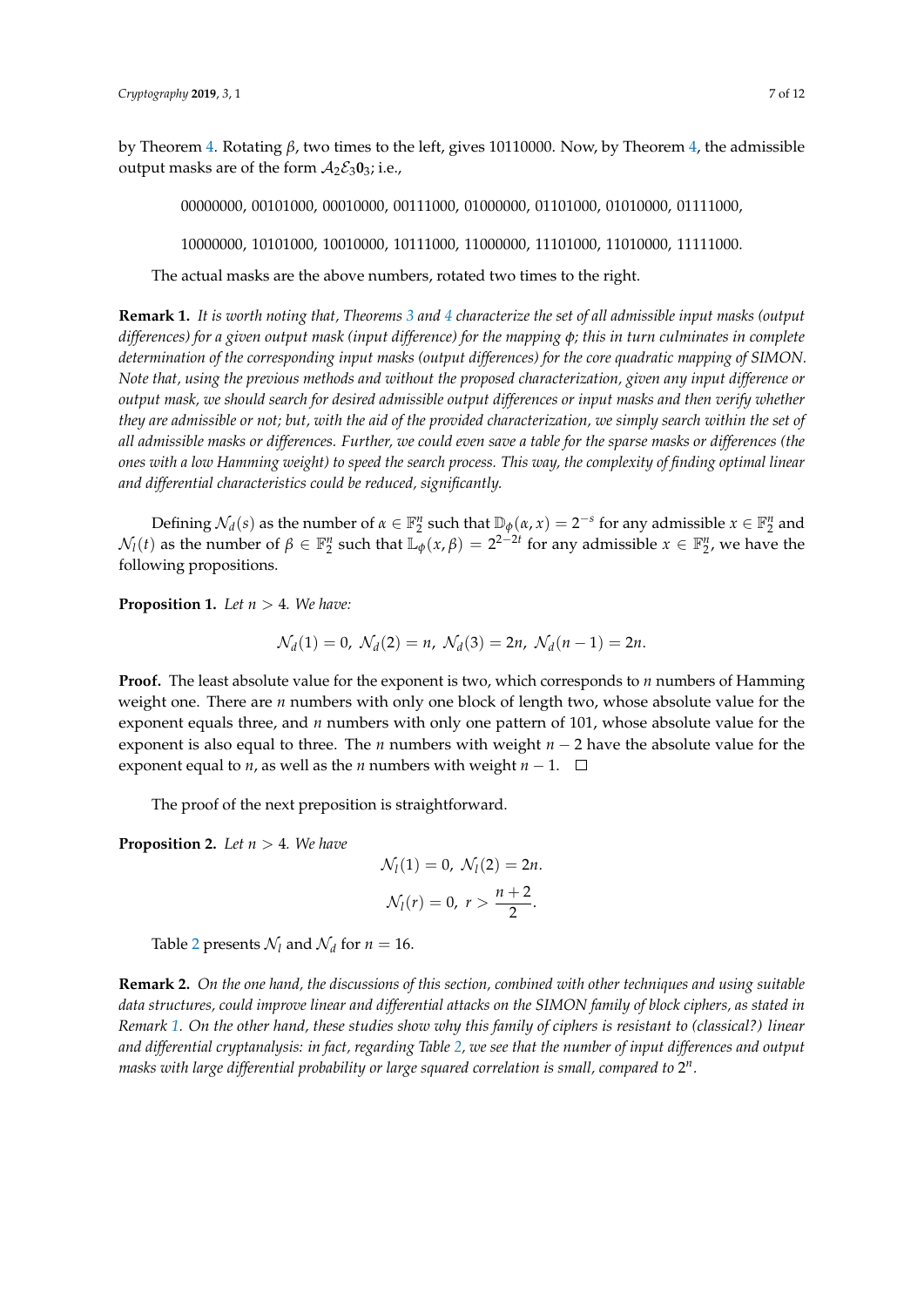by Theorem 4. Rotating $\beta$, two times to the left, gives 10110000. Now, by Theorem 4, the admissible output masks are of the form $\mathcal{A}_2\mathcal{E}_3\mathbf{0}_3$; i.e.,

00000000, 00101000, 00010000, 00111000, 01000000, 01101000, 01010000, 01111000,

10000000, 10101000, 10010000, 10111000, 11000000, 11101000, 11010000, 11111000.

The actual masks are the above numbers, rotated two times to the right.

**Remark 1.** *It is worth noting that, Theorems 3 and 4 characterize the set of all admissible input masks (output differences) for a given output mask (input difference) for the mapping $\phi$; this in turn culminates in complete determination of the corresponding input masks (output differences) for the core quadratic mapping of SIMON. Note that, using the previous methods and without the proposed characterization, given any input difference or output mask, we should search for desired admissible output differences or input masks and then verify whether they are admissible or not; but, with the aid of the provided characterization, we simply search within the set of all admissible masks or differences. Further, we could even save a table for the sparse masks or differences (the ones with a low Hamming weight) to speed the search process. This way, the complexity of finding optimal linear and differential characteristics could be reduced, significantly.*

Defining $\mathcal{N}_d(s)$ as the number of $\alpha \in \mathbb{F}_2^n$ such that $\mathbb{D}_\phi(\alpha, x) = 2^{-s}$ for any admissible $x \in \mathbb{F}_2^n$ and $\mathcal{N}_l(t)$ as the number of $\beta \in \mathbb{F}_2^n$ such that $\mathbb{L}_\phi(x, \beta) = 2^{2-2t}$ for any admissible $x \in \mathbb{F}_2^n$, we have the following propositions.

**Proposition 1.** *Let $n > 4$. We have:*

$$\mathcal{N}_d(1) = 0,\ \mathcal{N}_d(2) = n,\ \mathcal{N}_d(3) = 2n,\ \mathcal{N}_d(n-1) = 2n.$$

**Proof.** The least absolute value for the exponent is two, which corresponds to $n$ numbers of Hamming weight one. There are $n$ numbers with only one block of length two, whose absolute value for the exponent equals three, and $n$ numbers with only one pattern of 101, whose absolute value for the exponent is also equal to three. The $n$ numbers with weight $n-2$ have the absolute value for the exponent equal to $n$, as well as the $n$ numbers with weight $n-1$. □

The proof of the next preposition is straightforward.

**Proposition 2.** *Let $n > 4$. We have*

$$\mathcal{N}_l(1) = 0,\ \mathcal{N}_l(2) = 2n.$$

$$\mathcal{N}_l(r) = 0,\ r > \frac{n+2}{2}.$$

Table 2 presents $\mathcal{N}_l$ and $\mathcal{N}_d$ for $n = 16$.

**Remark 2.** *On the one hand, the discussions of this section, combined with other techniques and using suitable data structures, could improve linear and differential attacks on the SIMON family of block ciphers, as stated in Remark 1. On the other hand, these studies show why this family of ciphers is resistant to (classical?) linear and differential cryptanalysis: in fact, regarding Table 2, we see that the number of input differences and output masks with large differential probability or large squared correlation is small, compared to $2^n$.*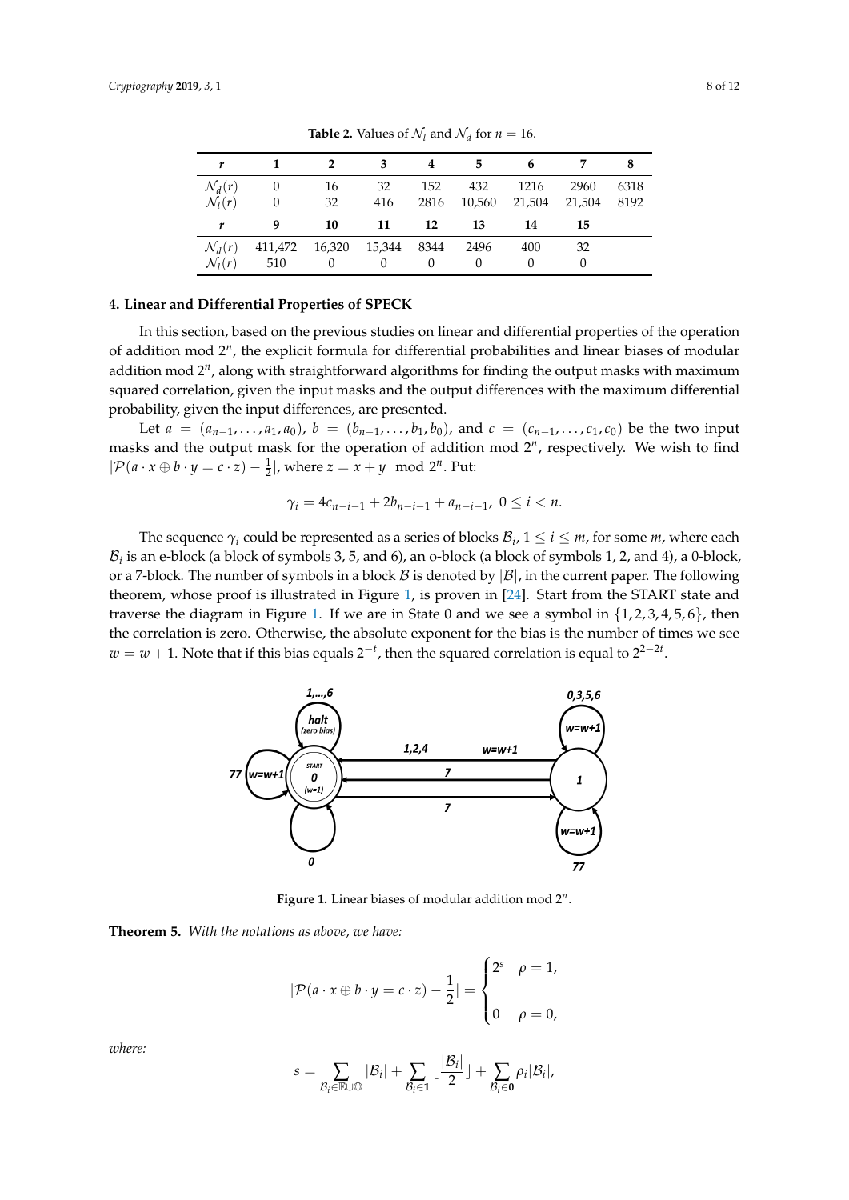**Table 2.** Values of $\mathcal{N}_l$ and $\mathcal{N}_d$ for $n = 16$.

| $r$ | 1 | 2 | 3 | 4 | 5 | 6 | 7 | 8 |
|---|---|---|---|---|---|---|---|---|
| $\mathcal{N}_d(r)$ | 0 | 16 | 32 | 152 | 432 | 1216 | 2960 | 6318 |
| $\mathcal{N}_l(r)$ | 0 | 32 | 416 | 2816 | 10,560 | 21,504 | 21,504 | 8192 |
| $r$ | 9 | 10 | 11 | 12 | 13 | 14 | 15 | |
| $\mathcal{N}_d(r)$ | 411,472 | 16,320 | 15,344 | 8344 | 2496 | 400 | 32 | |
| $\mathcal{N}_l(r)$ | 510 | 0 | 0 | 0 | 0 | 0 | 0 | |

## 4. Linear and Differential Properties of SPECK

In this section, based on the previous studies on linear and differential properties of the operation of addition mod $2^n$, the explicit formula for differential probabilities and linear biases of modular addition mod $2^n$, along with straightforward algorithms for finding the output masks with maximum squared correlation, given the input masks and the output differences with the maximum differential probability, given the input differences, are presented.

Let $a = (a_{n-1}, \ldots, a_1, a_0)$, $b = (b_{n-1}, \ldots, b_1, b_0)$, and $c = (c_{n-1}, \ldots, c_1, c_0)$ be the two input masks and the output mask for the operation of addition mod $2^n$, respectively. We wish to find $|\mathcal{P}(a \cdot x \oplus b \cdot y = c \cdot z) - \frac{1}{2}|$, where $z = x + y \mod 2^n$. Put:

$$\gamma_i = 4c_{n-i-1} + 2b_{n-i-1} + a_{n-i-1}, \; 0 \leq i < n.$$

The sequence $\gamma_i$ could be represented as a series of blocks $\mathcal{B}_i$, $1 \leq i \leq m$, for some $m$, where each $\mathcal{B}_i$ is an e-block (a block of symbols 3, 5, and 6), an o-block (a block of symbols 1, 2, and 4), a 0-block, or a 7-block. The number of symbols in a block $\mathcal{B}$ is denoted by $|\mathcal{B}|$, in the current paper. The following theorem, whose proof is illustrated in Figure 1, is proven in [24]. Start from the START state and traverse the diagram in Figure 1. If we are in State 0 and we see a symbol in $\{1, 2, 3, 4, 5, 6\}$, then the correlation is zero. Otherwise, the absolute exponent for the bias is the number of times we see $w = w + 1$. Note that if this bias equals $2^{-t}$, then the squared correlation is equal to $2^{2-2t}$.

**Figure 1.** Linear biases of modular addition mod $2^n$.

**Theorem 5.** *With the notations as above, we have:*

$$|\mathcal{P}(a \cdot x \oplus b \cdot y = c \cdot z) - \frac{1}{2}| = \begin{cases} 2^s & \rho = 1, \\ 0 & \rho = 0, \end{cases}$$

*where:*

$$s = \sum_{\mathcal{B}_i \in \mathbb{E} \cup \mathbb{O}} |\mathcal{B}_i| + \sum_{\mathcal{B}_i \in \mathbf{1}} \lfloor \frac{|\mathcal{B}_i|}{2} \rfloor + \sum_{\mathcal{B}_i \in \mathbf{0}} \rho_i |\mathcal{B}_i|,$$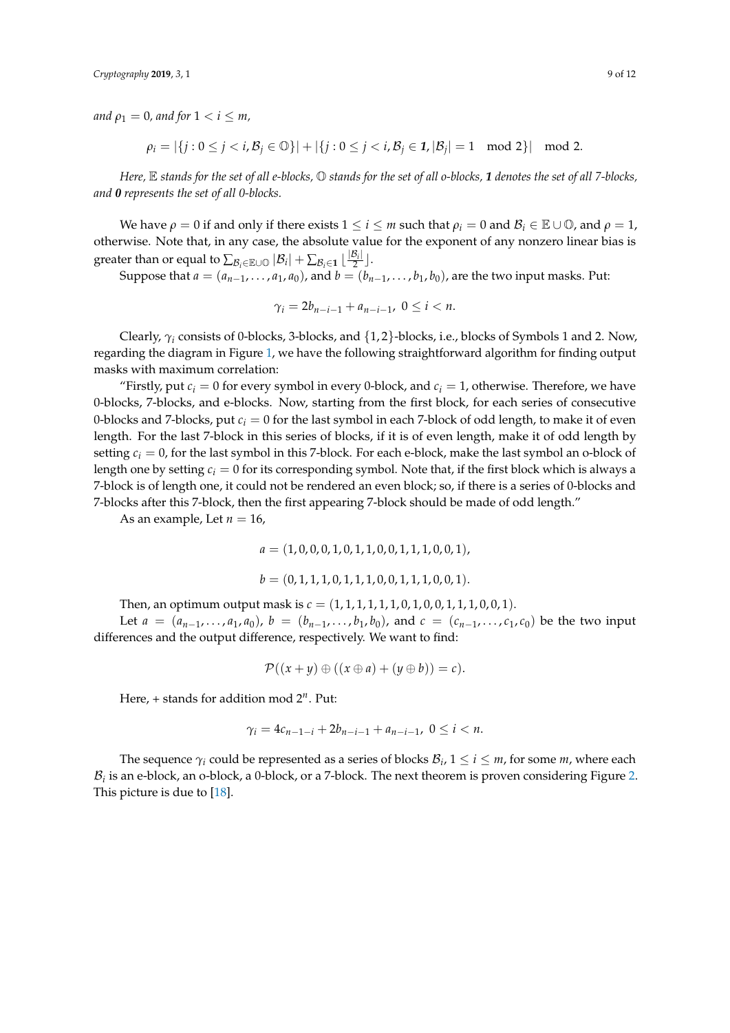*and $\rho_1 = 0$, and for $1 < i \leq m$,*

$$\rho_i = |\{j : 0 \leq j < i, \mathcal{B}_j \in \mathbb{O}\}| + |\{j : 0 \leq j < i, \mathcal{B}_j \in \mathbf{1}, |\mathcal{B}_j| = 1 \mod 2\}| \mod 2.$$

*Here, $\mathbb{E}$ stands for the set of all e-blocks, $\mathbb{O}$ stands for the set of all o-blocks, $\mathbf{1}$ denotes the set of all 7-blocks, and $\mathbf{0}$ represents the set of all 0-blocks.*

We have $\rho = 0$ if and only if there exists $1 \leq i \leq m$ such that $\rho_i = 0$ and $\mathcal{B}_i \in \mathbb{E} \cup \mathbb{O}$, and $\rho = 1$, otherwise. Note that, in any case, the absolute value for the exponent of any nonzero linear bias is greater than or equal to $\sum_{\mathcal{B}_i \in \mathbb{E} \cup \mathbb{O}} |\mathcal{B}_i| + \sum_{\mathcal{B}_i \in \mathbf{1}} \lfloor \frac{|\mathcal{B}_i|}{2} \rfloor$.

Suppose that $a = (a_{n-1}, \ldots, a_1, a_0)$, and $b = (b_{n-1}, \ldots, b_1, b_0)$, are the two input masks. Put:

$$\gamma_i = 2b_{n-i-1} + a_{n-i-1}, \ 0 \leq i < n.$$

Clearly, $\gamma_i$ consists of 0-blocks, 3-blocks, and $\{1, 2\}$-blocks, i.e., blocks of Symbols 1 and 2. Now, regarding the diagram in Figure 1, we have the following straightforward algorithm for finding output masks with maximum correlation:

"Firstly, put $c_i = 0$ for every symbol in every 0-block, and $c_i = 1$, otherwise. Therefore, we have 0-blocks, 7-blocks, and e-blocks. Now, starting from the first block, for each series of consecutive 0-blocks and 7-blocks, put $c_i = 0$ for the last symbol in each 7-block of odd length, to make it of even length. For the last 7-block in this series of blocks, if it is of even length, make it of odd length by setting $c_i = 0$, for the last symbol in this 7-block. For each e-block, make the last symbol an o-block of length one by setting $c_i = 0$ for its corresponding symbol. Note that, if the first block which is always a 7-block is of length one, it could not be rendered an even block; so, if there is a series of 0-blocks and 7-blocks after this 7-block, then the first appearing 7-block should be made of odd length."

As an example, Let $n = 16$,

$$a = (1, 0, 0, 0, 1, 0, 1, 1, 0, 0, 1, 1, 1, 0, 0, 1),$$

$$b = (0, 1, 1, 1, 0, 1, 1, 1, 0, 0, 1, 1, 1, 0, 0, 1).$$

Then, an optimum output mask is $c = (1, 1, 1, 1, 1, 1, 0, 1, 0, 0, 1, 1, 1, 0, 0, 1)$.

Let $a = (a_{n-1}, \ldots, a_1, a_0)$, $b = (b_{n-1}, \ldots, b_1, b_0)$, and $c = (c_{n-1}, \ldots, c_1, c_0)$ be the two input differences and the output difference, respectively. We want to find:

$$\mathcal{P}((x + y) \oplus ((x \oplus a) + (y \oplus b)) = c).$$

Here, + stands for addition mod $2^n$. Put:

$$\gamma_i = 4c_{n-1-i} + 2b_{n-i-1} + a_{n-i-1}, \ 0 \leq i < n.$$

The sequence $\gamma_i$ could be represented as a series of blocks $\mathcal{B}_i$, $1 \leq i \leq m$, for some $m$, where each $\mathcal{B}_i$ is an e-block, an o-block, a 0-block, or a 7-block. The next theorem is proven considering Figure 2. This picture is due to [18].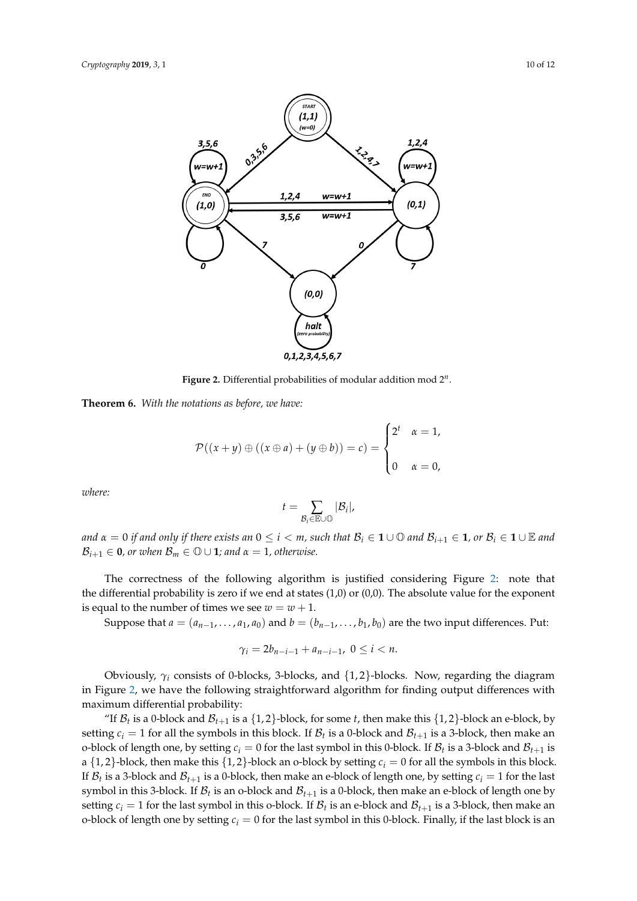**Figure 2.** Differential probabilities of modular addition mod $2^n$.

**Theorem 6.** *With the notations as before, we have:*

$$\mathcal{P}((x+y) \oplus ((x \oplus a) + (y \oplus b)) = c) = \begin{cases} 2^t & \alpha = 1, \\ 0 & \alpha = 0, \end{cases}$$

*where:*

$$t = \sum_{\mathcal{B}_i \in \mathbb{E} \cup \mathbb{O}} |\mathcal{B}_i|,$$

*and* $\alpha = 0$ *if and only if there exists an* $0 \leq i < m$*, such that* $\mathcal{B}_i \in \mathbf{1} \cup \mathbb{O}$ *and* $\mathcal{B}_{i+1} \in \mathbf{1}$*, or* $\mathcal{B}_i \in \mathbf{1} \cup \mathbb{E}$ *and* $\mathcal{B}_{i+1} \in \mathbf{0}$*, or when* $\mathcal{B}_m \in \mathbb{O} \cup \mathbf{1}$*; and* $\alpha = 1$*, otherwise.*

The correctness of the following algorithm is justified considering Figure 2: note that the differential probability is zero if we end at states (1,0) or (0,0). The absolute value for the exponent is equal to the number of times we see $w = w + 1$.

Suppose that $a = (a_{n-1}, \ldots, a_1, a_0)$ and $b = (b_{n-1}, \ldots, b_1, b_0)$ are the two input differences. Put:

$$\gamma_i = 2b_{n-i-1} + a_{n-i-1}, \ 0 \leq i < n.$$

Obviously, $\gamma_i$ consists of 0-blocks, 3-blocks, and $\{1,2\}$-blocks. Now, regarding the diagram in Figure 2, we have the following straightforward algorithm for finding output differences with maximum differential probability:

"If $\mathcal{B}_t$ is a 0-block and $\mathcal{B}_{t+1}$ is a $\{1,2\}$-block, for some $t$, then make this $\{1,2\}$-block an e-block, by setting $c_i = 1$ for all the symbols in this block. If $\mathcal{B}_t$ is a 0-block and $\mathcal{B}_{t+1}$ is a 3-block, then make an o-block of length one, by setting $c_i = 0$ for the last symbol in this 0-block. If $\mathcal{B}_t$ is a 3-block and $\mathcal{B}_{t+1}$ is a $\{1,2\}$-block, then make this $\{1,2\}$-block an o-block by setting $c_i = 0$ for all the symbols in this block. If $\mathcal{B}_t$ is a 3-block and $\mathcal{B}_{t+1}$ is a 0-block, then make an e-block of length one, by setting $c_i = 1$ for the last symbol in this 3-block. If $\mathcal{B}_t$ is an o-block and $\mathcal{B}_{t+1}$ is a 0-block, then make an e-block of length one by setting $c_i = 1$ for the last symbol in this o-block. If $\mathcal{B}_t$ is an e-block and $\mathcal{B}_{t+1}$ is a 3-block, then make an o-block of length one by setting $c_i = 0$ for the last symbol in this 0-block. Finally, if the last block is an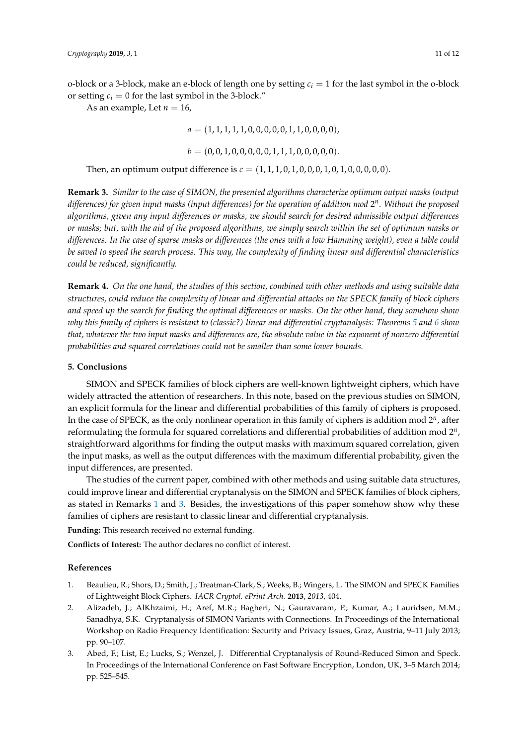o-block or a 3-block, make an e-block of length one by setting $c_i = 1$ for the last symbol in the o-block or setting $c_i = 0$ for the last symbol in the 3-block."

As an example, Let $n = 16$,

$$a = (1, 1, 1, 1, 1, 0, 0, 0, 0, 0, 1, 1, 0, 0, 0, 0),$$

$$b = (0, 0, 1, 0, 0, 0, 0, 0, 1, 1, 1, 0, 0, 0, 0, 0).$$

Then, an optimum output difference is $c = (1, 1, 1, 0, 1, 0, 0, 0, 1, 0, 1, 0, 0, 0, 0, 0)$.

**Remark 3.** *Similar to the case of SIMON, the presented algorithms characterize optimum output masks (output differences) for given input masks (input differences) for the operation of addition mod $2^n$. Without the proposed algorithms, given any input differences or masks, we should search for desired admissible output differences or masks; but, with the aid of the proposed algorithms, we simply search within the set of optimum masks or differences. In the case of sparse masks or differences (the ones with a low Hamming weight), even a table could be saved to speed the search process. This way, the complexity of finding linear and differential characteristics could be reduced, significantly.*

**Remark 4.** *On the one hand, the studies of this section, combined with other methods and using suitable data structures, could reduce the complexity of linear and differential attacks on the SPECK family of block ciphers and speed up the search for finding the optimal differences or masks. On the other hand, they somehow show why this family of ciphers is resistant to (classic?) linear and differential cryptanalysis: Theorems 5 and 6 show that, whatever the two input masks and differences are, the absolute value in the exponent of nonzero differential probabilities and squared correlations could not be smaller than some lower bounds.*

## 5. Conclusions

SIMON and SPECK families of block ciphers are well-known lightweight ciphers, which have widely attracted the attention of researchers. In this note, based on the previous studies on SIMON, an explicit formula for the linear and differential probabilities of this family of ciphers is proposed. In the case of SPECK, as the only nonlinear operation in this family of ciphers is addition mod $2^n$, after reformulating the formula for squared correlations and differential probabilities of addition mod $2^n$, straightforward algorithms for finding the output masks with maximum squared correlation, given the input masks, as well as the output differences with the maximum differential probability, given the input differences, are presented.

The studies of the current paper, combined with other methods and using suitable data structures, could improve linear and differential cryptanalysis on the SIMON and SPECK families of block ciphers, as stated in Remarks 1 and 3. Besides, the investigations of this paper somehow show why these families of ciphers are resistant to classic linear and differential cryptanalysis.

**Funding:** This research received no external funding.

**Conflicts of Interest:** The author declares no conflict of interest.

## References

1. Beaulieu, R.; Shors, D.; Smith, J.; Treatman-Clark, S.; Weeks, B.; Wingers, L. The SIMON and SPECK Families of Lightweight Block Ciphers. *IACR Cryptol. ePrint Arch.* **2013**, *2013*, 404.
2. Alizadeh, J.; AlKhzaimi, H.; Aref, M.R.; Bagheri, N.; Gauravaram, P.; Kumar, A.; Lauridsen, M.M.; Sanadhya, S.K. Cryptanalysis of SIMON Variants with Connections. In Proceedings of the International Workshop on Radio Frequency Identification: Security and Privacy Issues, Graz, Austria, 9–11 July 2013; pp. 90–107.
3. Abed, F.; List, E.; Lucks, S.; Wenzel, J. Differential Cryptanalysis of Round-Reduced Simon and Speck. In Proceedings of the International Conference on Fast Software Encryption, London, UK, 3–5 March 2014; pp. 525–545.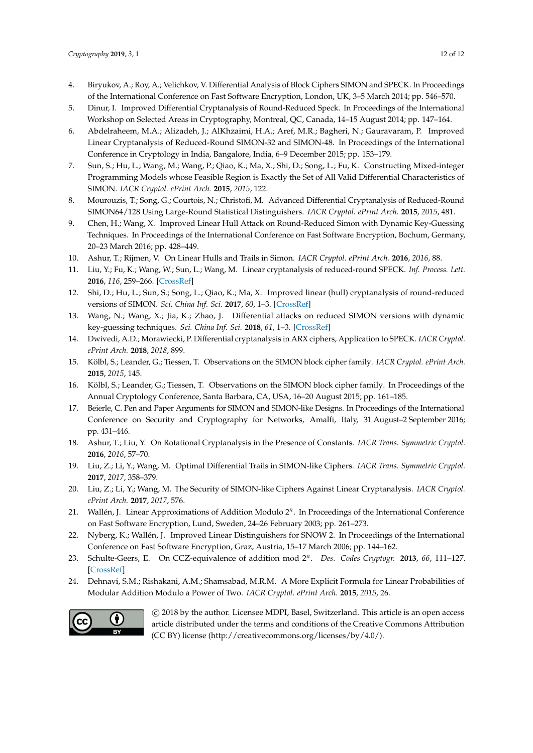4. Biryukov, A.; Roy, A.; Velichkov, V. Differential Analysis of Block Ciphers SIMON and SPECK. In Proceedings of the International Conference on Fast Software Encryption, London, UK, 3–5 March 2014; pp. 546–570.
5. Dinur, I. Improved Differential Cryptanalysis of Round-Reduced Speck. In Proceedings of the International Workshop on Selected Areas in Cryptography, Montreal, QC, Canada, 14–15 August 2014; pp. 147–164.
6. Abdelraheem, M.A.; Alizadeh, J.; AlKhzaimi, H.A.; Aref, M.R.; Bagheri, N.; Gauravaram, P. Improved Linear Cryptanalysis of Reduced-Round SIMON-32 and SIMON-48. In Proceedings of the International Conference in Cryptology in India, Bangalore, India, 6–9 December 2015; pp. 153–179.
7. Sun, S.; Hu, L.; Wang, M.; Wang, P.; Qiao, K.; Ma, X.; Shi, D.; Song, L.; Fu, K. Constructing Mixed-integer Programming Models whose Feasible Region is Exactly the Set of All Valid Differential Characteristics of SIMON. *IACR Cryptol. ePrint Arch.* **2015**, *2015*, 122.
8. Mourouzis, T.; Song, G.; Courtois, N.; Christofi, M. Advanced Differential Cryptanalysis of Reduced-Round SIMON64/128 Using Large-Round Statistical Distinguishers. *IACR Cryptol. ePrint Arch.* **2015**, *2015*, 481.
9. Chen, H.; Wang, X. Improved Linear Hull Attack on Round-Reduced Simon with Dynamic Key-Guessing Techniques. In Proceedings of the International Conference on Fast Software Encryption, Bochum, Germany, 20–23 March 2016; pp. 428–449.
10. Ashur, T.; Rijmen, V. On Linear Hulls and Trails in Simon. *IACR Cryptol. ePrint Arch.* **2016**, *2016*, 88.
11. Liu, Y.; Fu, K.; Wang, W.; Sun, L.; Wang, M. Linear cryptanalysis of reduced-round SPECK. *Inf. Process. Lett.* **2016**, *116*, 259–266. [CrossRef]
12. Shi, D.; Hu, L.; Sun, S.; Song, L.; Qiao, K.; Ma, X. Improved linear (hull) cryptanalysis of round-reduced versions of SIMON. *Sci. China Inf. Sci.* **2017**, *60*, 1–3. [CrossRef]
13. Wang, N.; Wang, X.; Jia, K.; Zhao, J. Differential attacks on reduced SIMON versions with dynamic key-guessing techniques. *Sci. China Inf. Sci.* **2018**, *61*, 1–3. [CrossRef]
14. Dwivedi, A.D.; Morawiecki, P. Differential cryptanalysis in ARX ciphers, Application to SPECK. *IACR Cryptol. ePrint Arch.* **2018**, *2018*, 899.
15. Kölbl, S.; Leander, G.; Tiessen, T. Observations on the SIMON block cipher family. *IACR Cryptol. ePrint Arch.* **2015**, *2015*, 145.
16. Kölbl, S.; Leander, G.; Tiessen, T. Observations on the SIMON block cipher family. In Proceedings of the Annual Cryptology Conference, Santa Barbara, CA, USA, 16–20 August 2015; pp. 161–185.
17. Beierle, C. Pen and Paper Arguments for SIMON and SIMON-like Designs. In Proceedings of the International Conference on Security and Cryptography for Networks, Amalfi, Italy, 31 August–2 September 2016; pp. 431–446.
18. Ashur, T.; Liu, Y. On Rotational Cryptanalysis in the Presence of Constants. *IACR Trans. Symmetric Cryptol.* **2016**, *2016*, 57–70.
19. Liu, Z.; Li, Y.; Wang, M. Optimal Differential Trails in SIMON-like Ciphers. *IACR Trans. Symmetric Cryptol.* **2017**, *2017*, 358–379.
20. Liu, Z.; Li, Y.; Wang, M. The Security of SIMON-like Ciphers Against Linear Cryptanalysis. *IACR Cryptol. ePrint Arch.* **2017**, *2017*, 576.
21. Wallén, J. Linear Approximations of Addition Modulo $2^n$. In Proceedings of the International Conference on Fast Software Encryption, Lund, Sweden, 24–26 February 2003; pp. 261–273.
22. Nyberg, K.; Wallén, J. Improved Linear Distinguishers for SNOW 2. In Proceedings of the International Conference on Fast Software Encryption, Graz, Austria, 15–17 March 2006; pp. 144–162.
23. Schulte-Geers, E. On CCZ-equivalence of addition mod $2^n$. *Des. Codes Cryptogr.* **2013**, *66*, 111–127. [CrossRef]
24. Dehnavi, S.M.; Rishakani, A.M.; Shamsabad, M.R.M. A More Explicit Formula for Linear Probabilities of Modular Addition Modulo a Power of Two. *IACR Cryptol. ePrint Arch.* **2015**, *2015*, 26.

© 2018 by the author. Licensee MDPI, Basel, Switzerland. This article is an open access article distributed under the terms and conditions of the Creative Commons Attribution (CC BY) license (http://creativecommons.org/licenses/by/4.0/).